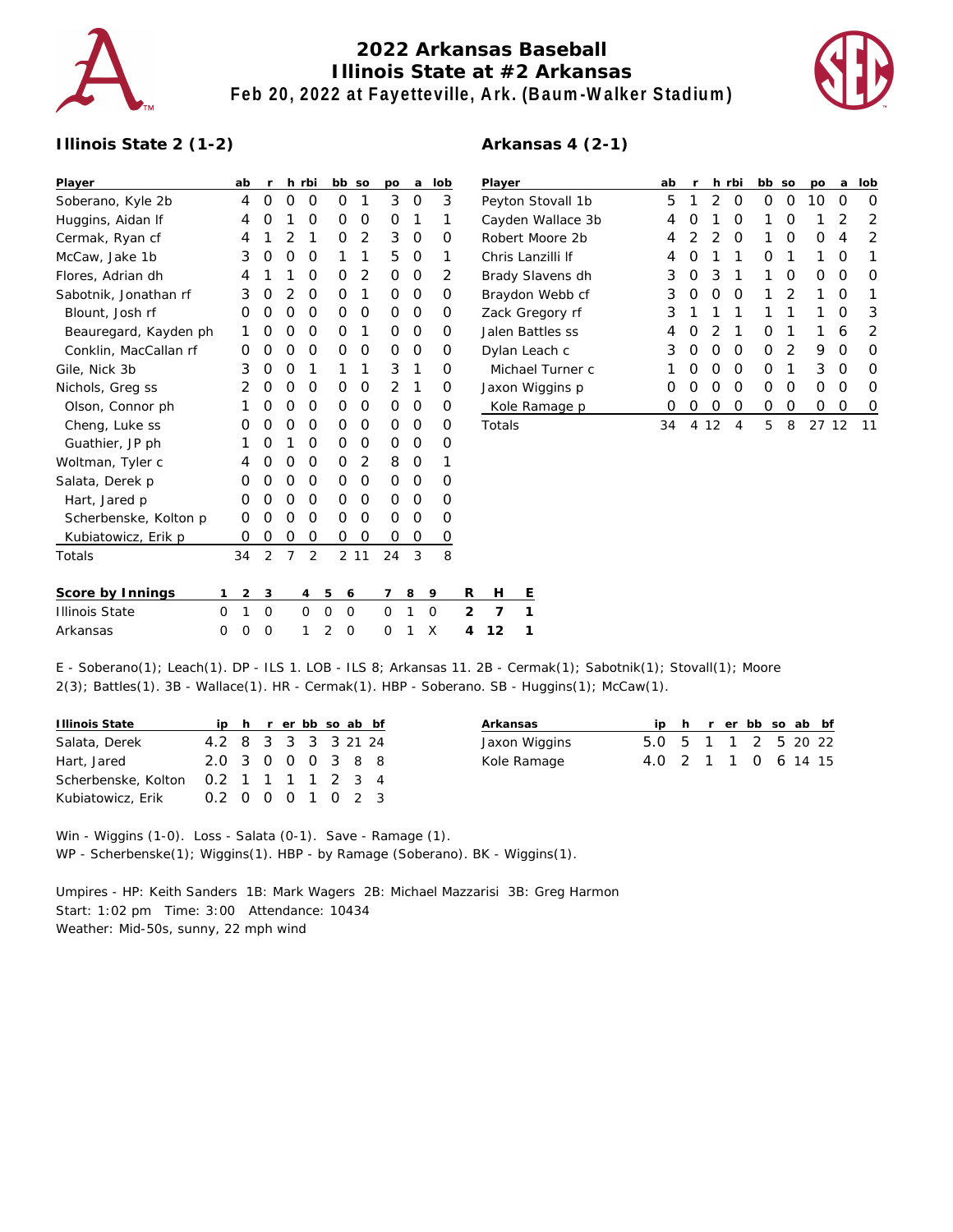# 2022 Arkansas Baseball
## Illinois State at #2 Arkansas
### Feb 20, 2022 at Fayetteville, Ark. (Baum-Walker Stadium)

**Illinois State 2 (1-2)**

| Player | ab | r | h | rbi | bb | so | po | a | lob |
|---|---|---|---|---|---|---|---|---|---|
| Soberano, Kyle 2b | 4 | 0 | 0 | 0 | 0 | 1 | 3 | 0 | 3 |
| Huggins, Aidan lf | 4 | 0 | 1 | 0 | 0 | 0 | 0 | 1 | 1 |
| Cermak, Ryan cf | 4 | 1 | 2 | 1 | 0 | 2 | 3 | 0 | 0 |
| McCaw, Jake 1b | 3 | 0 | 0 | 0 | 1 | 1 | 5 | 0 | 1 |
| Flores, Adrian dh | 4 | 1 | 1 | 0 | 0 | 2 | 0 | 0 | 2 |
| Sabotnik, Jonathan rf | 3 | 0 | 2 | 0 | 0 | 1 | 0 | 0 | 0 |
| Blount, Josh rf | 0 | 0 | 0 | 0 | 0 | 0 | 0 | 0 | 0 |
| Beauregard, Kayden ph | 1 | 0 | 0 | 0 | 0 | 1 | 0 | 0 | 0 |
| Conklin, MacCallan rf | 0 | 0 | 0 | 0 | 0 | 0 | 0 | 0 | 0 |
| Gile, Nick 3b | 3 | 0 | 0 | 1 | 1 | 1 | 3 | 1 | 0 |
| Nichols, Greg ss | 2 | 0 | 0 | 0 | 0 | 0 | 2 | 1 | 0 |
| Olson, Connor ph | 1 | 0 | 0 | 0 | 0 | 0 | 0 | 0 | 0 |
| Cheng, Luke ss | 0 | 0 | 0 | 0 | 0 | 0 | 0 | 0 | 0 |
| Guathier, JP ph | 1 | 0 | 1 | 0 | 0 | 0 | 0 | 0 | 0 |
| Woltman, Tyler c | 4 | 0 | 0 | 0 | 0 | 2 | 8 | 0 | 1 |
| Salata, Derek p | 0 | 0 | 0 | 0 | 0 | 0 | 0 | 0 | 0 |
| Hart, Jared p | 0 | 0 | 0 | 0 | 0 | 0 | 0 | 0 | 0 |
| Scherbenske, Kolton p | 0 | 0 | 0 | 0 | 0 | 0 | 0 | 0 | 0 |
| Kubiatowicz, Erik p | 0 | 0 | 0 | 0 | 0 | 0 | 0 | 0 | 0 |
| Totals | 34 | 2 | 7 | 2 | 2 | 11 | 24 | 3 | 8 |

**Arkansas 4 (2-1)**

| Player | ab | r | h | rbi | bb | so | po | a | lob |
|---|---|---|---|---|---|---|---|---|---|
| Peyton Stovall 1b | 5 | 1 | 2 | 0 | 0 | 0 | 10 | 0 | 0 |
| Cayden Wallace 3b | 4 | 0 | 1 | 0 | 1 | 0 | 1 | 2 | 2 |
| Robert Moore 2b | 4 | 2 | 2 | 0 | 1 | 0 | 0 | 4 | 2 |
| Chris Lanzilli lf | 4 | 0 | 1 | 1 | 0 | 1 | 1 | 0 | 1 |
| Brady Slavens dh | 3 | 0 | 3 | 1 | 1 | 0 | 0 | 0 | 0 |
| Braydon Webb cf | 3 | 0 | 0 | 0 | 1 | 2 | 1 | 0 | 1 |
| Zack Gregory rf | 3 | 1 | 1 | 1 | 1 | 1 | 1 | 0 | 3 |
| Jalen Battles ss | 4 | 0 | 2 | 1 | 0 | 1 | 1 | 6 | 2 |
| Dylan Leach c | 3 | 0 | 0 | 0 | 0 | 2 | 9 | 0 | 0 |
| Michael Turner c | 1 | 0 | 0 | 0 | 0 | 1 | 3 | 0 | 0 |
| Jaxon Wiggins p | 0 | 0 | 0 | 0 | 0 | 0 | 0 | 0 | 0 |
| Kole Ramage p | 0 | 0 | 0 | 0 | 0 | 0 | 0 | 0 | 0 |
| Totals | 34 | 4 | 12 | 4 | 5 | 8 | 27 | 12 | 11 |

| Score by Innings | 1 | 2 | 3 | 4 | 5 | 6 | 7 | 8 | 9 | R | H | E |
|---|---|---|---|---|---|---|---|---|---|---|---|---|
| Illinois State | 0 | 1 | 0 | 0 | 0 | 0 | 0 | 1 | 0 | 2 | 7 | 1 |
| Arkansas | 0 | 0 | 0 | 1 | 2 | 0 | 0 | 1 | X | 4 | 12 | 1 |

E - Soberano(1); Leach(1). DP - ILS 1. LOB - ILS 8; Arkansas 11. 2B - Cermak(1); Sabotnik(1); Stovall(1); Moore 2(3); Battles(1). 3B - Wallace(1). HR - Cermak(1). HBP - Soberano. SB - Huggins(1); McCaw(1).

| Illinois State | ip | h | r | er | bb | so | ab | bf |
|---|---|---|---|---|---|---|---|---|
| Salata, Derek | 4.2 | 8 | 3 | 3 | 3 | 3 | 21 | 24 |
| Hart, Jared | 2.0 | 3 | 0 | 0 | 0 | 3 | 8 | 8 |
| Scherbenske, Kolton | 0.2 | 1 | 1 | 1 | 1 | 2 | 3 | 4 |
| Kubiatowicz, Erik | 0.2 | 0 | 0 | 0 | 1 | 0 | 2 | 3 |

| Arkansas | ip | h | r | er | bb | so | ab | bf |
|---|---|---|---|---|---|---|---|---|
| Jaxon Wiggins | 5.0 | 5 | 1 | 1 | 2 | 5 | 20 | 22 |
| Kole Ramage | 4.0 | 2 | 1 | 1 | 0 | 6 | 14 | 15 |

Win - Wiggins (1-0). Loss - Salata (0-1). Save - Ramage (1).
WP - Scherbenske(1); Wiggins(1). HBP - by Ramage (Soberano). BK - Wiggins(1).

Umpires - HP: Keith Sanders 1B: Mark Wagers 2B: Michael Mazzarisi 3B: Greg Harmon
Start: 1:02 pm Time: 3:00 Attendance: 10434
Weather: Mid-50s, sunny, 22 mph wind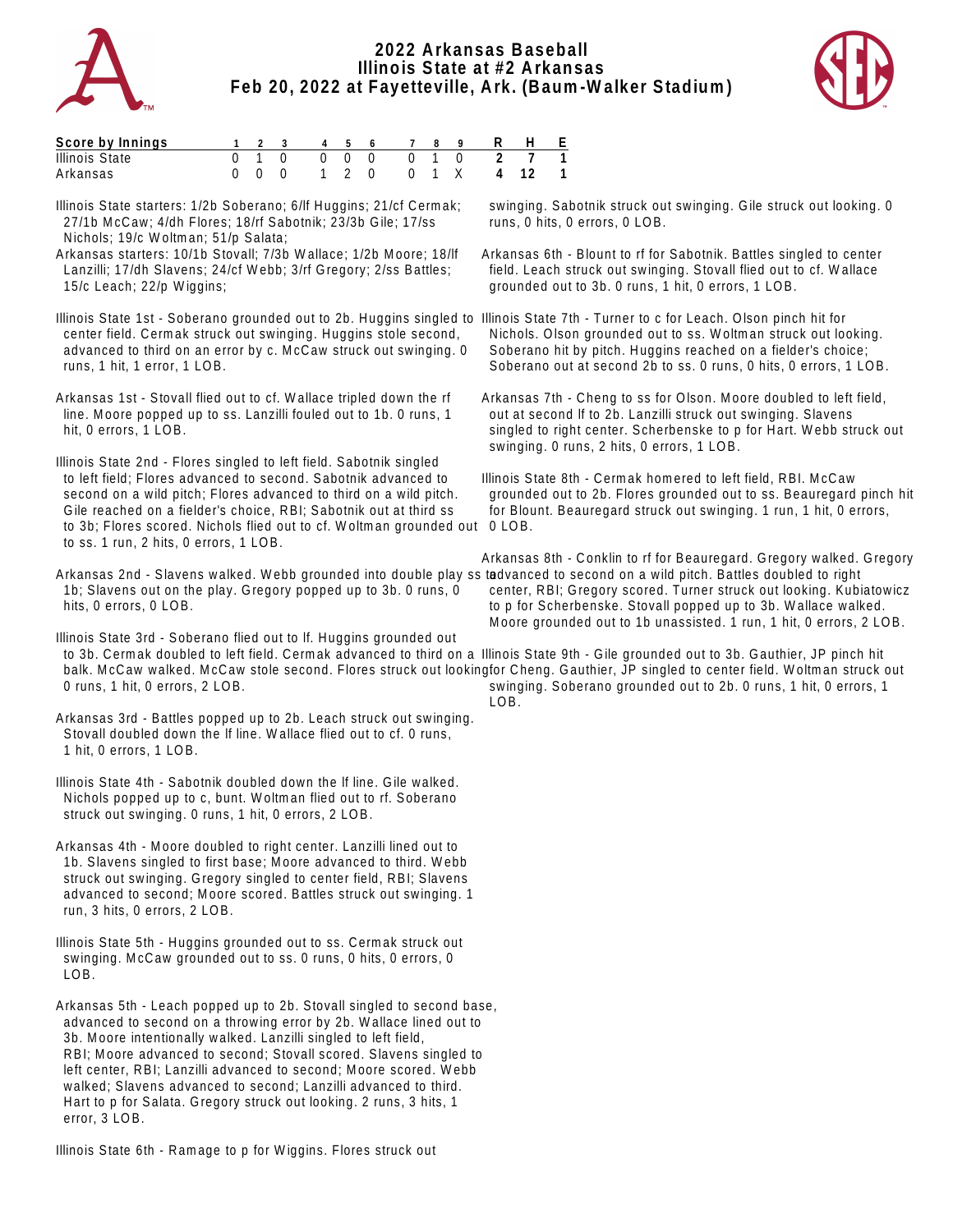# 2022 Arkansas Baseball
## Illinois State at #2 Arkansas
## Feb 20, 2022 at Fayetteville, Ark. (Baum-Walker Stadium)

| Score by Innings | 1 | 2 | 3 | 4 | 5 | 6 | 7 | 8 | 9 | R | H | E |
|---|---|---|---|---|---|---|---|---|---|---|---|---|
| Illinois State | 0 | 1 | 0 | 0 | 0 | 0 | 0 | 1 | 0 | 2 | 7 | 1 |
| Arkansas | 0 | 0 | 0 | 1 | 2 | 0 | 0 | 1 | X | 4 | 12 | 1 |

Illinois State starters: 1/2b Soberano; 6/lf Huggins; 21/cf Cermak; 27/1b McCaw; 4/dh Flores; 18/rf Sabotnik; 23/3b Gile; 17/ss Nichols; 19/c Woltman; 51/p Salata;

Arkansas starters: 10/1b Stovall; 7/3b Wallace; 1/2b Moore; 18/lf Lanzilli; 17/dh Slavens; 24/cf Webb; 3/rf Gregory; 2/ss Battles; 15/c Leach; 22/p Wiggins;

Illinois State 1st - Soberano grounded out to 2b. Huggins singled to center field. Cermak struck out swinging. Huggins stole second, advanced to third on an error by c. McCaw struck out swinging. 0 runs, 1 hit, 1 error, 1 LOB.

Arkansas 1st - Stovall flied out to cf. Wallace tripled down the rf line. Moore popped up to ss. Lanzilli fouled out to 1b. 0 runs, 1 hit, 0 errors, 1 LOB.

Illinois State 2nd - Flores singled to left field. Sabotnik singled to left field; Flores advanced to second. Sabotnik advanced to second on a wild pitch; Flores advanced to third on a wild pitch. Gile reached on a fielder's choice, RBI; Sabotnik out at third ss to 3b; Flores scored. Nichols flied out to cf. Woltman grounded out to ss. 1 run, 2 hits, 0 errors, 1 LOB.

Arkansas 2nd - Slavens walked. Webb grounded into double play ss to 1b; Slavens out on the play. Gregory popped up to 3b. 0 runs, 0 hits, 0 errors, 0 LOB.

Illinois State 3rd - Soberano flied out to lf. Huggins grounded out to 3b. Cermak doubled to left field. Cermak advanced to third on a balk. McCaw walked. McCaw stole second. Flores struck out looking. 0 runs, 1 hit, 0 errors, 2 LOB.

Arkansas 3rd - Battles popped up to 2b. Leach struck out swinging. Stovall doubled down the lf line. Wallace flied out to cf. 0 runs, 1 hit, 0 errors, 1 LOB.

Illinois State 4th - Sabotnik doubled down the lf line. Gile walked. Nichols popped up to c, bunt. Woltman flied out to rf. Soberano struck out swinging. 0 runs, 1 hit, 0 errors, 2 LOB.

Arkansas 4th - Moore doubled to right center. Lanzilli lined out to 1b. Slavens singled to first base; Moore advanced to third. Webb struck out swinging. Gregory singled to center field, RBI; Slavens advanced to second; Moore scored. Battles struck out swinging. 1 run, 3 hits, 0 errors, 2 LOB.

Illinois State 5th - Huggins grounded out to ss. Cermak struck out swinging. McCaw grounded out to ss. 0 runs, 0 hits, 0 errors, 0 LOB.

Arkansas 5th - Leach popped up to 2b. Stovall singled to second base, advanced to second on a throwing error by 2b. Wallace lined out to 3b. Moore intentionally walked. Lanzilli singled to left field, RBI; Moore advanced to second; Stovall scored. Slavens singled to left center, RBI; Lanzilli advanced to second; Moore scored. Webb walked; Slavens advanced to second; Lanzilli advanced to third. Hart to p for Salata. Gregory struck out looking. 2 runs, 3 hits, 1 error, 3 LOB.

Illinois State 6th - Ramage to p for Wiggins. Flores struck out swinging. Sabotnik struck out swinging. Gile struck out looking. 0 runs, 0 hits, 0 errors, 0 LOB.

Arkansas 6th - Blount to rf for Sabotnik. Battles singled to center field. Leach struck out swinging. Stovall flied out to cf. Wallace grounded out to 3b. 0 runs, 1 hit, 0 errors, 1 LOB.

Illinois State 7th - Turner to c for Leach. Olson pinch hit for Nichols. Olson grounded out to ss. Woltman struck out looking. Soberano hit by pitch. Huggins reached on a fielder's choice; Soberano out at second 2b to ss. 0 runs, 0 hits, 0 errors, 1 LOB.

Arkansas 7th - Cheng to ss for Olson. Moore doubled to left field, out at second lf to 2b. Lanzilli struck out swinging. Slavens singled to right center. Scherbenske to p for Hart. Webb struck out swinging. 0 runs, 2 hits, 0 errors, 1 LOB.

Illinois State 8th - Cermak homered to left field, RBI. McCaw grounded out to 2b. Flores grounded out to ss. Beauregard pinch hit for Blount. Beauregard struck out swinging. 1 run, 1 hit, 0 errors, 0 LOB.

Arkansas 8th - Conklin to rf for Beauregard. Gregory walked. Gregory advanced to second on a wild pitch. Battles doubled to right center, RBI; Gregory scored. Turner struck out looking. Kubiatowicz to p for Scherbenske. Stovall popped up to 3b. Wallace walked. Moore grounded out to 1b unassisted. 1 run, 1 hit, 0 errors, 2 LOB.

Illinois State 9th - Gile grounded out to 3b. Gauthier, JP pinch hit for Cheng. Gauthier, JP singled to center field. Woltman struck out swinging. Soberano grounded out to 2b. 0 runs, 1 hit, 0 errors, 1 LOB.